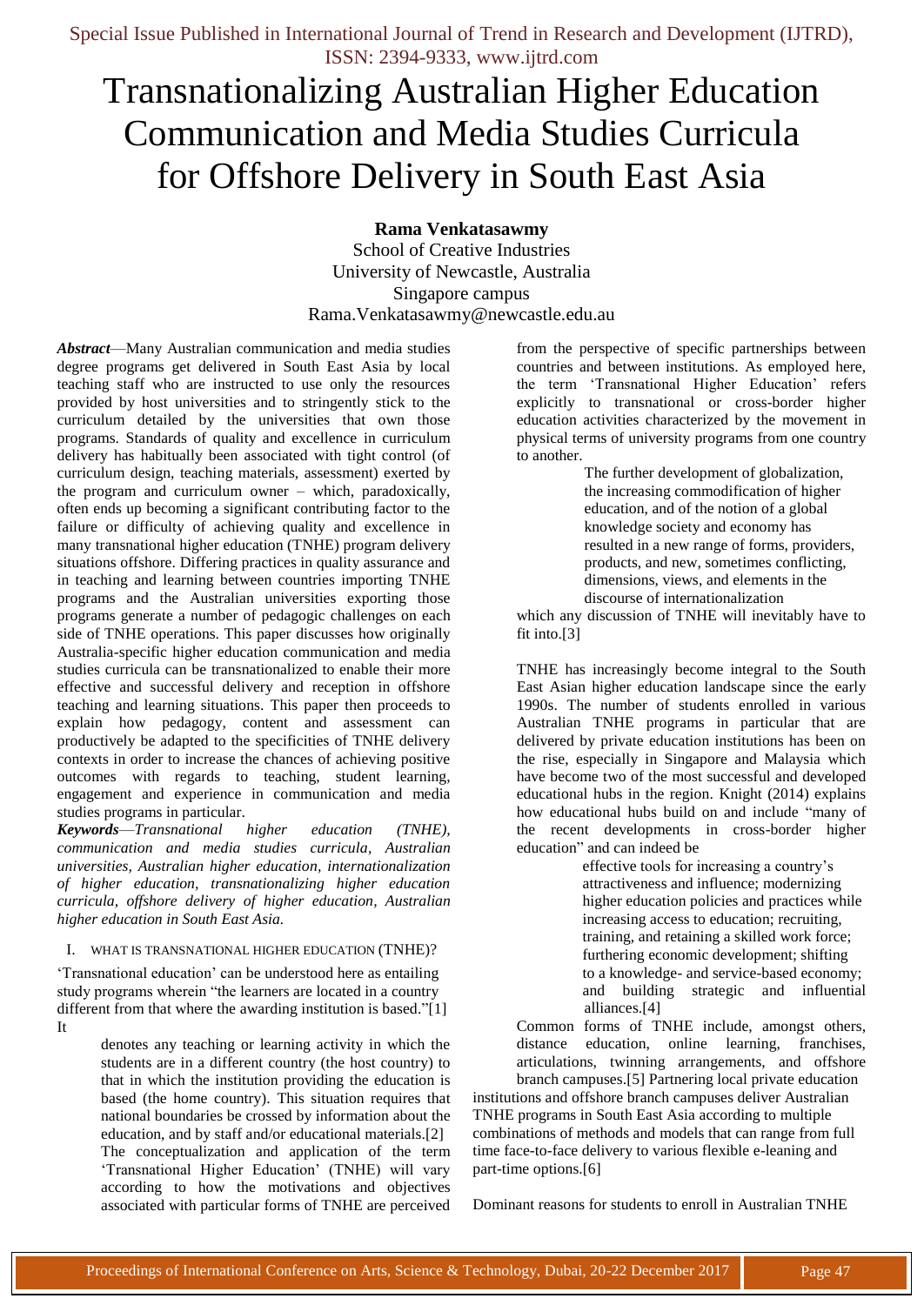# Transnationalizing Australian Higher Education Communication and Media Studies Curricula for Offshore Delivery in South East Asia

**Rama Venkatasawmy**
School of Creative Industries
University of Newcastle, Australia
Singapore campus
Rama.Venkatasawmy@newcastle.edu.au

***Abstract***—Many Australian communication and media studies degree programs get delivered in South East Asia by local teaching staff who are instructed to use only the resources provided by host universities and to stringently stick to the curriculum detailed by the universities that own those programs. Standards of quality and excellence in curriculum delivery has habitually been associated with tight control (of curriculum design, teaching materials, assessment) exerted by the program and curriculum owner – which, paradoxically, often ends up becoming a significant contributing factor to the failure or difficulty of achieving quality and excellence in many transnational higher education (TNHE) program delivery situations offshore. Differing practices in quality assurance and in teaching and learning between countries importing TNHE programs and the Australian universities exporting those programs generate a number of pedagogic challenges on each side of TNHE operations. This paper discusses how originally Australia-specific higher education communication and media studies curricula can be transnationalized to enable their more effective and successful delivery and reception in offshore teaching and learning situations. This paper then proceeds to explain how pedagogy, content and assessment can productively be adapted to the specificities of TNHE delivery contexts in order to increase the chances of achieving positive outcomes with regards to teaching, student learning, engagement and experience in communication and media studies programs in particular.

***Keywords***—*Transnational higher education (TNHE), communication and media studies curricula, Australian universities, Australian higher education, internationalization of higher education, transnationalizing higher education curricula, offshore delivery of higher education, Australian higher education in South East Asia.*

## I. WHAT IS TRANSNATIONAL HIGHER EDUCATION (TNHE)?

'Transnational education' can be understood here as entailing study programs wherein "the learners are located in a country different from that where the awarding institution is based."[1] It

> denotes any teaching or learning activity in which the students are in a different country (the host country) to that in which the institution providing the education is based (the home country). This situation requires that national boundaries be crossed by information about the education, and by staff and/or educational materials.[2]

The conceptualization and application of the term 'Transnational Higher Education' (TNHE) will vary according to how the motivations and objectives associated with particular forms of TNHE are perceived from the perspective of specific partnerships between countries and between institutions. As employed here, the term 'Transnational Higher Education' refers explicitly to transnational or cross-border higher education activities characterized by the movement in physical terms of university programs from one country to another.

> The further development of globalization, the increasing commodification of higher education, and of the notion of a global knowledge society and economy has resulted in a new range of forms, providers, products, and new, sometimes conflicting, dimensions, views, and elements in the discourse of internationalization

which any discussion of TNHE will inevitably have to fit into.[3]

TNHE has increasingly become integral to the South East Asian higher education landscape since the early 1990s. The number of students enrolled in various Australian TNHE programs in particular that are delivered by private education institutions has been on the rise, especially in Singapore and Malaysia which have become two of the most successful and developed educational hubs in the region. Knight (2014) explains how educational hubs build on and include "many of the recent developments in cross-border higher education" and can indeed be

> effective tools for increasing a country's attractiveness and influence; modernizing higher education policies and practices while increasing access to education; recruiting, training, and retaining a skilled work force; furthering economic development; shifting to a knowledge- and service-based economy; and building strategic and influential alliances.[4]

Common forms of TNHE include, amongst others, distance education, online learning, franchises, articulations, twinning arrangements, and offshore branch campuses.[5] Partnering local private education institutions and offshore branch campuses deliver Australian TNHE programs in South East Asia according to multiple combinations of methods and models that can range from full time face-to-face delivery to various flexible e-leaning and part-time options.[6]

Dominant reasons for students to enroll in Australian TNHE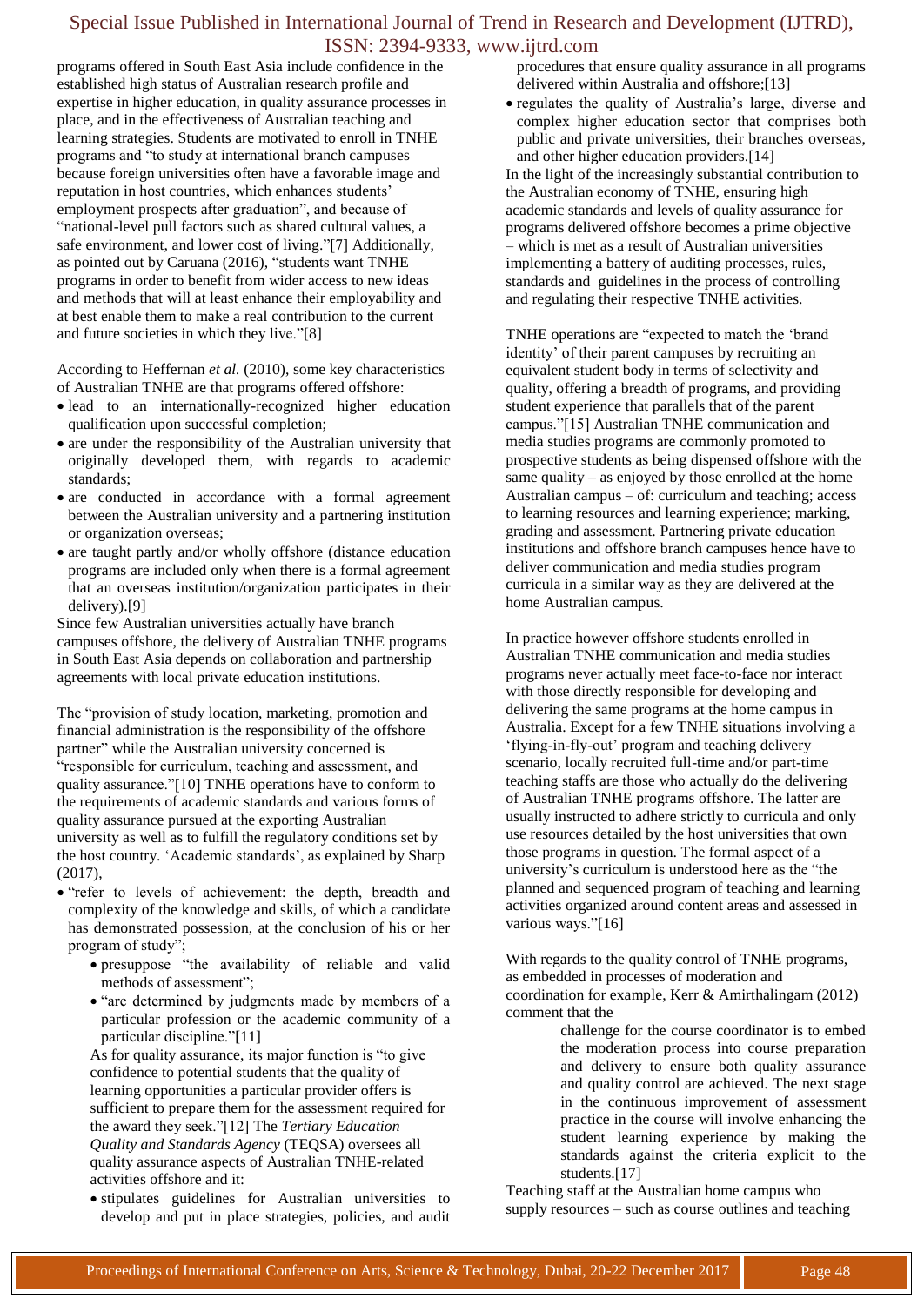programs offered in South East Asia include confidence in the established high status of Australian research profile and expertise in higher education, in quality assurance processes in place, and in the effectiveness of Australian teaching and learning strategies. Students are motivated to enroll in TNHE programs and "to study at international branch campuses because foreign universities often have a favorable image and reputation in host countries, which enhances students' employment prospects after graduation", and because of "national-level pull factors such as shared cultural values, a safe environment, and lower cost of living."[7] Additionally, as pointed out by Caruana (2016), "students want TNHE programs in order to benefit from wider access to new ideas and methods that will at least enhance their employability and at best enable them to make a real contribution to the current and future societies in which they live."[8]

According to Heffernan *et al.* (2010), some key characteristics of Australian TNHE are that programs offered offshore:

- lead to an internationally-recognized higher education qualification upon successful completion;
- are under the responsibility of the Australian university that originally developed them, with regards to academic standards;
- are conducted in accordance with a formal agreement between the Australian university and a partnering institution or organization overseas;
- are taught partly and/or wholly offshore (distance education programs are included only when there is a formal agreement that an overseas institution/organization participates in their delivery).[9]

Since few Australian universities actually have branch campuses offshore, the delivery of Australian TNHE programs in South East Asia depends on collaboration and partnership agreements with local private education institutions.

The "provision of study location, marketing, promotion and financial administration is the responsibility of the offshore partner" while the Australian university concerned is "responsible for curriculum, teaching and assessment, and quality assurance."[10] TNHE operations have to conform to the requirements of academic standards and various forms of quality assurance pursued at the exporting Australian university as well as to fulfill the regulatory conditions set by the host country. 'Academic standards', as explained by Sharp (2017),

- "refer to levels of achievement: the depth, breadth and complexity of the knowledge and skills, of which a candidate has demonstrated possession, at the conclusion of his or her program of study";
  - presuppose "the availability of reliable and valid methods of assessment";
  - "are determined by judgments made by members of a particular profession or the academic community of a particular discipline."[11]

  As for quality assurance, its major function is "to give confidence to potential students that the quality of learning opportunities a particular provider offers is sufficient to prepare them for the assessment required for the award they seek."[12] The *Tertiary Education Quality and Standards Agency* (TEQSA) oversees all quality assurance aspects of Australian TNHE-related activities offshore and it:

  - stipulates guidelines for Australian universities to develop and put in place strategies, policies, and audit procedures that ensure quality assurance in all programs delivered within Australia and offshore;[13]
  - regulates the quality of Australia's large, diverse and complex higher education sector that comprises both public and private universities, their branches overseas, and other higher education providers.[14]

In the light of the increasingly substantial contribution to the Australian economy of TNHE, ensuring high academic standards and levels of quality assurance for programs delivered offshore becomes a prime objective – which is met as a result of Australian universities implementing a battery of auditing processes, rules, standards and guidelines in the process of controlling and regulating their respective TNHE activities.

TNHE operations are "expected to match the 'brand identity' of their parent campuses by recruiting an equivalent student body in terms of selectivity and quality, offering a breadth of programs, and providing student experience that parallels that of the parent campus."[15] Australian TNHE communication and media studies programs are commonly promoted to prospective students as being dispensed offshore with the same quality – as enjoyed by those enrolled at the home Australian campus – of: curriculum and teaching; access to learning resources and learning experience; marking, grading and assessment. Partnering private education institutions and offshore branch campuses hence have to deliver communication and media studies program curricula in a similar way as they are delivered at the home Australian campus.

In practice however offshore students enrolled in Australian TNHE communication and media studies programs never actually meet face-to-face nor interact with those directly responsible for developing and delivering the same programs at the home campus in Australia. Except for a few TNHE situations involving a 'flying-in-fly-out' program and teaching delivery scenario, locally recruited full-time and/or part-time teaching staffs are those who actually do the delivering of Australian TNHE programs offshore. The latter are usually instructed to adhere strictly to curricula and only use resources detailed by the host universities that own those programs in question. The formal aspect of a university's curriculum is understood here as the "the planned and sequenced program of teaching and learning activities organized around content areas and assessed in various ways."[16]

With regards to the quality control of TNHE programs, as embedded in processes of moderation and coordination for example, Kerr & Amirthalingam (2012) comment that the

> challenge for the course coordinator is to embed the moderation process into course preparation and delivery to ensure both quality assurance and quality control are achieved. The next stage in the continuous improvement of assessment practice in the course will involve enhancing the student learning experience by making the standards against the criteria explicit to the students.[17]

Teaching staff at the Australian home campus who supply resources – such as course outlines and teaching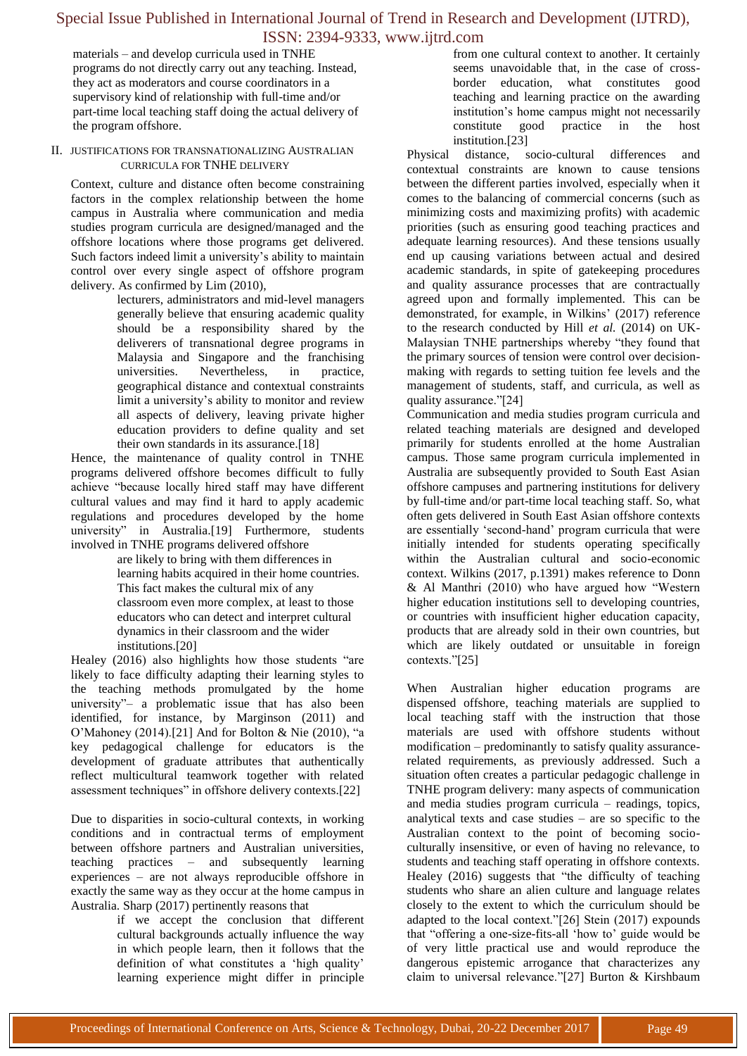materials – and develop curricula used in TNHE programs do not directly carry out any teaching. Instead, they act as moderators and course coordinators in a supervisory kind of relationship with full-time and/or part-time local teaching staff doing the actual delivery of the program offshore.

## II. JUSTIFICATIONS FOR TRANSNATIONALIZING AUSTRALIAN CURRICULA FOR TNHE DELIVERY

Context, culture and distance often become constraining factors in the complex relationship between the home campus in Australia where communication and media studies program curricula are designed/managed and the offshore locations where those programs get delivered. Such factors indeed limit a university's ability to maintain control over every single aspect of offshore program delivery. As confirmed by Lim (2010),

> lecturers, administrators and mid-level managers generally believe that ensuring academic quality should be a responsibility shared by the deliverers of transnational degree programs in Malaysia and Singapore and the franchising universities. Nevertheless, in practice, geographical distance and contextual constraints limit a university's ability to monitor and review all aspects of delivery, leaving private higher education providers to define quality and set their own standards in its assurance.[18]

Hence, the maintenance of quality control in TNHE programs delivered offshore becomes difficult to fully achieve "because locally hired staff may have different cultural values and may find it hard to apply academic regulations and procedures developed by the home university" in Australia.[19] Furthermore, students involved in TNHE programs delivered offshore

> are likely to bring with them differences in learning habits acquired in their home countries. This fact makes the cultural mix of any classroom even more complex, at least to those educators who can detect and interpret cultural dynamics in their classroom and the wider institutions.[20]

Healey (2016) also highlights how those students "are likely to face difficulty adapting their learning styles to the teaching methods promulgated by the home university"– a problematic issue that has also been identified, for instance, by Marginson (2011) and O'Mahoney (2014).[21] And for Bolton & Nie (2010), "a key pedagogical challenge for educators is the development of graduate attributes that authentically reflect multicultural teamwork together with related assessment techniques" in offshore delivery contexts.[22]

Due to disparities in socio-cultural contexts, in working conditions and in contractual terms of employment between offshore partners and Australian universities, teaching practices – and subsequently learning experiences – are not always reproducible offshore in exactly the same way as they occur at the home campus in Australia. Sharp (2017) pertinently reasons that

> if we accept the conclusion that different cultural backgrounds actually influence the way in which people learn, then it follows that the definition of what constitutes a 'high quality' learning experience might differ in principle from one cultural context to another. It certainly seems unavoidable that, in the case of cross-border education, what constitutes good teaching and learning practice on the awarding institution's home campus might not necessarily constitute good practice in the host institution.[23]

Physical distance, socio-cultural differences and contextual constraints are known to cause tensions between the different parties involved, especially when it comes to the balancing of commercial concerns (such as minimizing costs and maximizing profits) with academic priorities (such as ensuring good teaching practices and adequate learning resources). And these tensions usually end up causing variations between actual and desired academic standards, in spite of gatekeeping procedures and quality assurance processes that are contractually agreed upon and formally implemented. This can be demonstrated, for example, in Wilkins' (2017) reference to the research conducted by Hill *et al.* (2014) on UK-Malaysian TNHE partnerships whereby "they found that the primary sources of tension were control over decision-making with regards to setting tuition fee levels and the management of students, staff, and curricula, as well as quality assurance."[24]

Communication and media studies program curricula and related teaching materials are designed and developed primarily for students enrolled at the home Australian campus. Those same program curricula implemented in Australia are subsequently provided to South East Asian offshore campuses and partnering institutions for delivery by full-time and/or part-time local teaching staff. So, what often gets delivered in South East Asian offshore contexts are essentially 'second-hand' program curricula that were initially intended for students operating specifically within the Australian cultural and socio-economic context. Wilkins (2017, p.1391) makes reference to Donn & Al Manthri (2010) who have argued how "Western higher education institutions sell to developing countries, or countries with insufficient higher education capacity, products that are already sold in their own countries, but which are likely outdated or unsuitable in foreign contexts."[25]

When Australian higher education programs are dispensed offshore, teaching materials are supplied to local teaching staff with the instruction that those materials are used with offshore students without modification – predominantly to satisfy quality assurance-related requirements, as previously addressed. Such a situation often creates a particular pedagogic challenge in TNHE program delivery: many aspects of communication and media studies program curricula – readings, topics, analytical texts and case studies – are so specific to the Australian context to the point of becoming socio-culturally insensitive, or even of having no relevance, to students and teaching staff operating in offshore contexts. Healey (2016) suggests that "the difficulty of teaching students who share an alien culture and language relates closely to the extent to which the curriculum should be adapted to the local context."[26] Stein (2017) expounds that "offering a one-size-fits-all 'how to' guide would be of very little practical use and would reproduce the dangerous epistemic arrogance that characterizes any claim to universal relevance."[27] Burton & Kirshbaum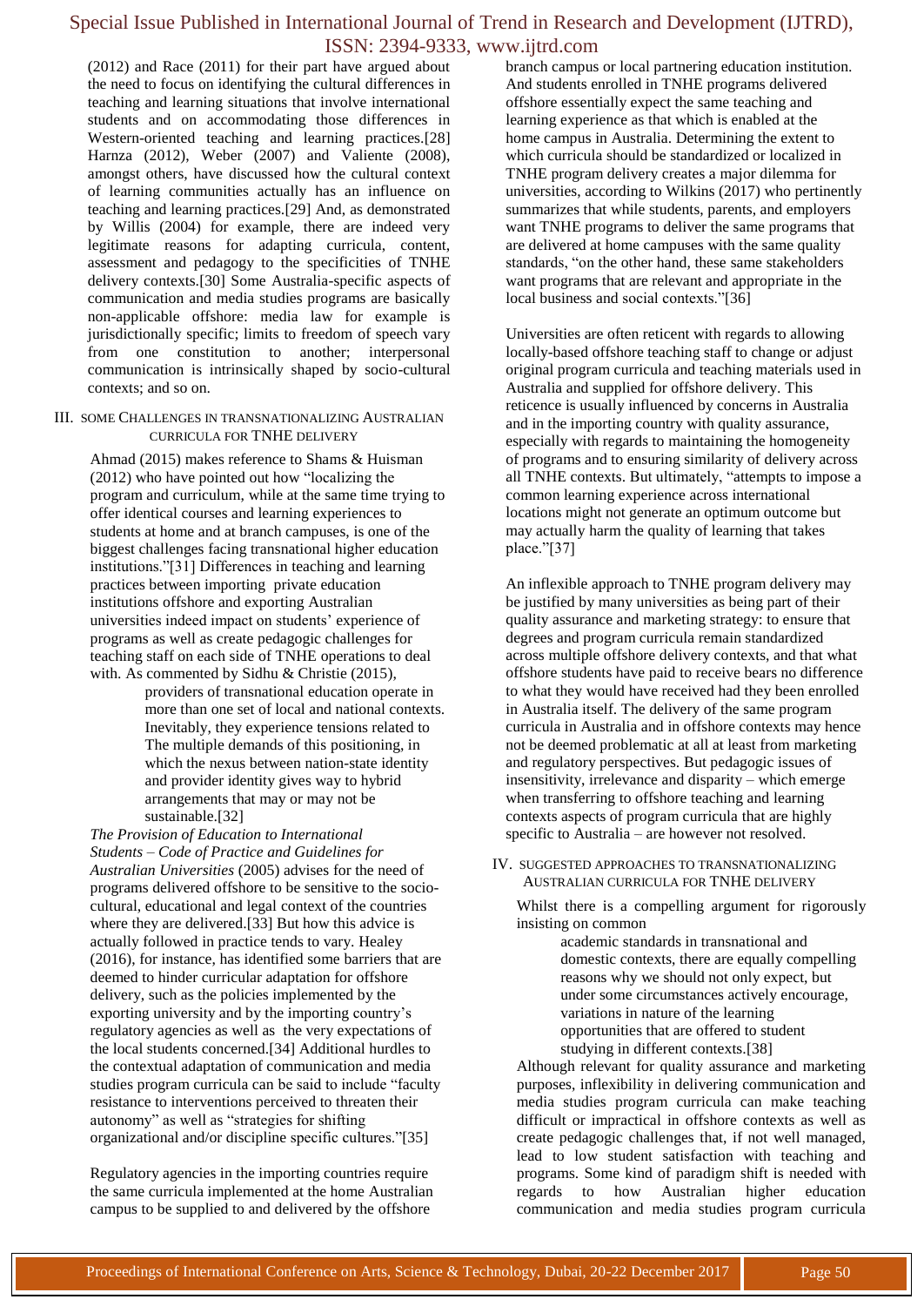(2012) and Race (2011) for their part have argued about the need to focus on identifying the cultural differences in teaching and learning situations that involve international students and on accommodating those differences in Western-oriented teaching and learning practices.[28] Harnza (2012), Weber (2007) and Valiente (2008), amongst others, have discussed how the cultural context of learning communities actually has an influence on teaching and learning practices.[29] And, as demonstrated by Willis (2004) for example, there are indeed very legitimate reasons for adapting curricula, content, assessment and pedagogy to the specificities of TNHE delivery contexts.[30] Some Australia-specific aspects of communication and media studies programs are basically non-applicable offshore: media law for example is jurisdictionally specific; limits to freedom of speech vary from one constitution to another; interpersonal communication is intrinsically shaped by socio-cultural contexts; and so on.

## III. SOME CHALLENGES IN TRANSNATIONALIZING AUSTRALIAN CURRICULA FOR TNHE DELIVERY

Ahmad (2015) makes reference to Shams & Huisman (2012) who have pointed out how "localizing the program and curriculum, while at the same time trying to offer identical courses and learning experiences to students at home and at branch campuses, is one of the biggest challenges facing transnational higher education institutions."[31] Differences in teaching and learning practices between importing private education institutions offshore and exporting Australian universities indeed impact on students' experience of programs as well as create pedagogic challenges for teaching staff on each side of TNHE operations to deal with. As commented by Sidhu & Christie (2015),

> providers of transnational education operate in more than one set of local and national contexts. Inevitably, they experience tensions related to The multiple demands of this positioning, in which the nexus between nation-state identity and provider identity gives way to hybrid arrangements that may or may not be sustainable.[32]

*The Provision of Education to International Students – Code of Practice and Guidelines for Australian Universities* (2005) advises for the need of programs delivered offshore to be sensitive to the socio-cultural, educational and legal context of the countries where they are delivered.[33] But how this advice is actually followed in practice tends to vary. Healey (2016), for instance, has identified some barriers that are deemed to hinder curricular adaptation for offshore delivery, such as the policies implemented by the exporting university and by the importing country's regulatory agencies as well as the very expectations of the local students concerned.[34] Additional hurdles to the contextual adaptation of communication and media studies program curricula can be said to include "faculty resistance to interventions perceived to threaten their autonomy" as well as "strategies for shifting organizational and/or discipline specific cultures."[35]

Regulatory agencies in the importing countries require the same curricula implemented at the home Australian campus to be supplied to and delivered by the offshore branch campus or local partnering education institution. And students enrolled in TNHE programs delivered offshore essentially expect the same teaching and learning experience as that which is enabled at the home campus in Australia. Determining the extent to which curricula should be standardized or localized in TNHE program delivery creates a major dilemma for universities, according to Wilkins (2017) who pertinently summarizes that while students, parents, and employers want TNHE programs to deliver the same programs that are delivered at home campuses with the same quality standards, "on the other hand, these same stakeholders want programs that are relevant and appropriate in the local business and social contexts."[36]

Universities are often reticent with regards to allowing locally-based offshore teaching staff to change or adjust original program curricula and teaching materials used in Australia and supplied for offshore delivery. This reticence is usually influenced by concerns in Australia and in the importing country with quality assurance, especially with regards to maintaining the homogeneity of programs and to ensuring similarity of delivery across all TNHE contexts. But ultimately, "attempts to impose a common learning experience across international locations might not generate an optimum outcome but may actually harm the quality of learning that takes place."[37]

An inflexible approach to TNHE program delivery may be justified by many universities as being part of their quality assurance and marketing strategy: to ensure that degrees and program curricula remain standardized across multiple offshore delivery contexts, and that what offshore students have paid to receive bears no difference to what they would have received had they been enrolled in Australia itself. The delivery of the same program curricula in Australia and in offshore contexts may hence not be deemed problematic at all at least from marketing and regulatory perspectives. But pedagogic issues of insensitivity, irrelevance and disparity – which emerge when transferring to offshore teaching and learning contexts aspects of program curricula that are highly specific to Australia – are however not resolved.

## IV. SUGGESTED APPROACHES TO TRANSNATIONALIZING AUSTRALIAN CURRICULA FOR TNHE DELIVERY

Whilst there is a compelling argument for rigorously insisting on common

> academic standards in transnational and domestic contexts, there are equally compelling reasons why we should not only expect, but under some circumstances actively encourage, variations in nature of the learning opportunities that are offered to student studying in different contexts.[38]

Although relevant for quality assurance and marketing purposes, inflexibility in delivering communication and media studies program curricula can make teaching difficult or impractical in offshore contexts as well as create pedagogic challenges that, if not well managed, lead to low student satisfaction with teaching and programs. Some kind of paradigm shift is needed with regards to how Australian higher education communication and media studies program curricula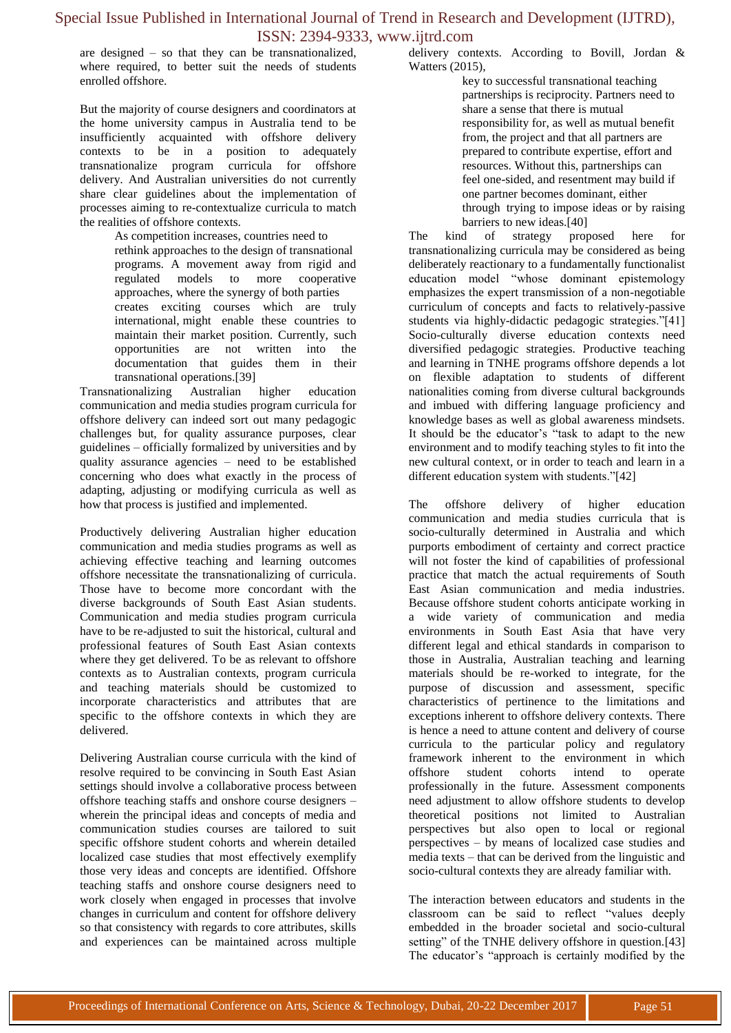are designed – so that they can be transnationalized, where required, to better suit the needs of students enrolled offshore.

But the majority of course designers and coordinators at the home university campus in Australia tend to be insufficiently acquainted with offshore delivery contexts to be in a position to adequately transnationalize program curricula for offshore delivery. And Australian universities do not currently share clear guidelines about the implementation of processes aiming to re-contextualize curricula to match the realities of offshore contexts.

> As competition increases, countries need to rethink approaches to the design of transnational programs. A movement away from rigid and regulated models to more cooperative approaches, where the synergy of both parties creates exciting courses which are truly international, might enable these countries to maintain their market position. Currently, such opportunities are not written into the documentation that guides them in their transnational operations.[39]

Transnationalizing Australian higher education communication and media studies program curricula for offshore delivery can indeed sort out many pedagogic challenges but, for quality assurance purposes, clear guidelines – officially formalized by universities and by quality assurance agencies – need to be established concerning who does what exactly in the process of adapting, adjusting or modifying curricula as well as how that process is justified and implemented.

Productively delivering Australian higher education communication and media studies programs as well as achieving effective teaching and learning outcomes offshore necessitate the transnationalizing of curricula. Those have to become more concordant with the diverse backgrounds of South East Asian students. Communication and media studies program curricula have to be re-adjusted to suit the historical, cultural and professional features of South East Asian contexts where they get delivered. To be as relevant to offshore contexts as to Australian contexts, program curricula and teaching materials should be customized to incorporate characteristics and attributes that are specific to the offshore contexts in which they are delivered.

Delivering Australian course curricula with the kind of resolve required to be convincing in South East Asian settings should involve a collaborative process between offshore teaching staffs and onshore course designers – wherein the principal ideas and concepts of media and communication studies courses are tailored to suit specific offshore student cohorts and wherein detailed localized case studies that most effectively exemplify those very ideas and concepts are identified. Offshore teaching staffs and onshore course designers need to work closely when engaged in processes that involve changes in curriculum and content for offshore delivery so that consistency with regards to core attributes, skills and experiences can be maintained across multiple delivery contexts. According to Bovill, Jordan & Watters (2015),

> key to successful transnational teaching partnerships is reciprocity. Partners need to share a sense that there is mutual responsibility for, as well as mutual benefit from, the project and that all partners are prepared to contribute expertise, effort and resources. Without this, partnerships can feel one-sided, and resentment may build if one partner becomes dominant, either through trying to impose ideas or by raising barriers to new ideas.[40]

The kind of strategy proposed here for transnationalizing curricula may be considered as being deliberately reactionary to a fundamentally functionalist education model "whose dominant epistemology emphasizes the expert transmission of a non-negotiable curriculum of concepts and facts to relatively-passive students via highly-didactic pedagogic strategies."[41] Socio-culturally diverse education contexts need diversified pedagogic strategies. Productive teaching and learning in TNHE programs offshore depends a lot on flexible adaptation to students of different nationalities coming from diverse cultural backgrounds and imbued with differing language proficiency and knowledge bases as well as global awareness mindsets. It should be the educator's "task to adapt to the new environment and to modify teaching styles to fit into the new cultural context, or in order to teach and learn in a different education system with students."[42]

The offshore delivery of higher education communication and media studies curricula that is socio-culturally determined in Australia and which purports embodiment of certainty and correct practice will not foster the kind of capabilities of professional practice that match the actual requirements of South East Asian communication and media industries. Because offshore student cohorts anticipate working in a wide variety of communication and media environments in South East Asia that have very different legal and ethical standards in comparison to those in Australia, Australian teaching and learning materials should be re-worked to integrate, for the purpose of discussion and assessment, specific characteristics of pertinence to the limitations and exceptions inherent to offshore delivery contexts. There is hence a need to attune content and delivery of course curricula to the particular policy and regulatory framework inherent to the environment in which offshore student cohorts intend to operate professionally in the future. Assessment components need adjustment to allow offshore students to develop theoretical positions not limited to Australian perspectives but also open to local or regional perspectives – by means of localized case studies and media texts – that can be derived from the linguistic and socio-cultural contexts they are already familiar with.

The interaction between educators and students in the classroom can be said to reflect "values deeply embedded in the broader societal and socio-cultural setting" of the TNHE delivery offshore in question.[43] The educator's "approach is certainly modified by the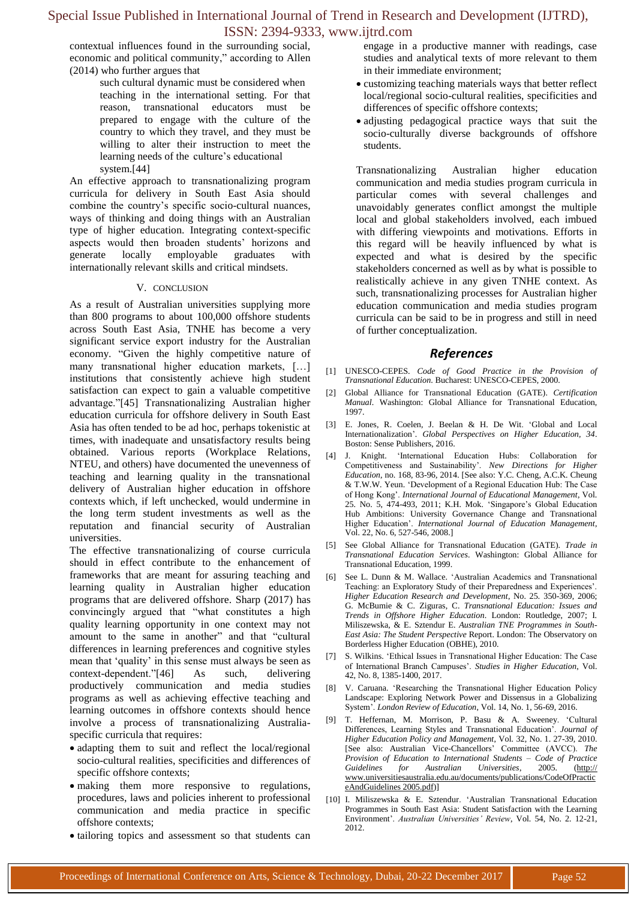contextual influences found in the surrounding social, economic and political community," according to Allen (2014) who further argues that

> such cultural dynamic must be considered when teaching in the international setting. For that reason, transnational educators must be prepared to engage with the culture of the country to which they travel, and they must be willing to alter their instruction to meet the learning needs of the culture's educational system.[44]

An effective approach to transnationalizing program curricula for delivery in South East Asia should combine the country's specific socio-cultural nuances, ways of thinking and doing things with an Australian type of higher education. Integrating context-specific aspects would then broaden students' horizons and generate locally employable graduates with internationally relevant skills and critical mindsets.

## V. CONCLUSION

As a result of Australian universities supplying more than 800 programs to about 100,000 offshore students across South East Asia, TNHE has become a very significant service export industry for the Australian economy. "Given the highly competitive nature of many transnational higher education markets, […] institutions that consistently achieve high student satisfaction can expect to gain a valuable competitive advantage."[45] Transnationalizing Australian higher education curricula for offshore delivery in South East Asia has often tended to be ad hoc, perhaps tokenistic at times, with inadequate and unsatisfactory results being obtained. Various reports (Workplace Relations, NTEU, and others) have documented the unevenness of teaching and learning quality in the transnational delivery of Australian higher education in offshore contexts which, if left unchecked, would undermine in the long term student investments as well as the reputation and financial security of Australian universities.

The effective transnationalizing of course curricula should in effect contribute to the enhancement of frameworks that are meant for assuring teaching and learning quality in Australian higher education programs that are delivered offshore. Sharp (2017) has convincingly argued that "what constitutes a high quality learning opportunity in one context may not amount to the same in another" and that "cultural differences in learning preferences and cognitive styles mean that 'quality' in this sense must always be seen as context-dependent."[46] As such, delivering productively communication and media studies programs as well as achieving effective teaching and learning outcomes in offshore contexts should hence involve a process of transnationalizing Australia-specific curricula that requires:

- adapting them to suit and reflect the local/regional socio-cultural realities, specificities and differences of specific offshore contexts;
- making them more responsive to regulations, procedures, laws and policies inherent to professional communication and media practice in specific offshore contexts;
- tailoring topics and assessment so that students can engage in a productive manner with readings, case studies and analytical texts of more relevant to them in their immediate environment;
- customizing teaching materials ways that better reflect local/regional socio-cultural realities, specificities and differences of specific offshore contexts;
- adjusting pedagogical practice ways that suit the socio-culturally diverse backgrounds of offshore students.

Transnationalizing Australian higher education communication and media studies program curricula in particular comes with several challenges and unavoidably generates conflict amongst the multiple local and global stakeholders involved, each imbued with differing viewpoints and motivations. Efforts in this regard will be heavily influenced by what is expected and what is desired by the specific stakeholders concerned as well as by what is possible to realistically achieve in any given TNHE context. As such, transnationalizing processes for Australian higher education communication and media studies program curricula can be said to be in progress and still in need of further conceptualization.

## *References*

[1] UNESCO-CEPES. *Code of Good Practice in the Provision of Transnational Education*. Bucharest: UNESCO-CEPES, 2000.

[2] Global Alliance for Transnational Education (GATE). *Certification Manual*. Washington: Global Alliance for Transnational Education, 1997.

[3] E. Jones, R. Coelen, J. Beelan & H. De Wit. 'Global and Local Internationalization'. *Global Perspectives on Higher Education, 34*. Boston: Sense Publishers, 2016.

[4] J. Knight. 'International Education Hubs: Collaboration for Competitiveness and Sustainability'. *New Directions for Higher Education*, no. 168, 83-96, 2014. [See also: Y.C. Cheng, A.C.K. Cheung & T.W.W. Yeun. 'Development of a Regional Education Hub: The Case of Hong Kong'. *International Journal of Educational Management*, Vol. 25. No. 5, 474-493, 2011; K.H. Mok. 'Singapore's Global Education Hub Ambitions: University Governance Change and Transnational Higher Education'. *International Journal of Education Management*, Vol. 22, No. 6, 527-546, 2008.]

[5] See Global Alliance for Transnational Education (GATE). *Trade in Transnational Education Services*. Washington: Global Alliance for Transnational Education, 1999.

[6] See L. Dunn & M. Wallace. 'Australian Academics and Transnational Teaching: an Exploratory Study of their Preparedness and Experiences'. *Higher Education Research and Development*, No. 25. 350-369, 2006; G. McBumie & C. Ziguras, C. *Transnational Education: Issues and Trends in Offshore Higher Education*. London: Routledge, 2007; I. Miliszewska, & E. Sztendur E. *Australian TNE Programmes in South-East Asia: The Student Perspective* Report. London: The Observatory on Borderless Higher Education (OBHE), 2010.

[7] S. Wilkins. 'Ethical Issues in Transnational Higher Education: The Case of International Branch Campuses'. *Studies in Higher Education*, Vol. 42, No. 8, 1385-1400, 2017.

[8] V. Caruana. 'Researching the Transnational Higher Education Policy Landscape: Exploring Network Power and Dissensus in a Globalizing System'. *London Review of Education*, Vol. 14, No. 1, 56-69, 2016.

[9] T. Heffernan, M. Morrison, P. Basu & A. Sweeney. 'Cultural Differences, Learning Styles and Transnational Education'. *Journal of Higher Education Policy and Management*, Vol. 32, No. 1. 27-39, 2010. [See also: Australian Vice-Chancellors' Committee (AVCC). *The Provision of Education to International Students – Code of Practice Guidelines for Australian Universities*, 2005. (http://www.universitiesaustralia.edu.au/documents/publications/CodeOfPracticeAndGuidelines 2005.pdf)]

[10] I. Miliszewska & E. Sztendur. 'Australian Transnational Education Programmes in South East Asia: Student Satisfaction with the Learning Environment'. *Australian Universities' Review*, Vol. 54, No. 2. 12-21, 2012.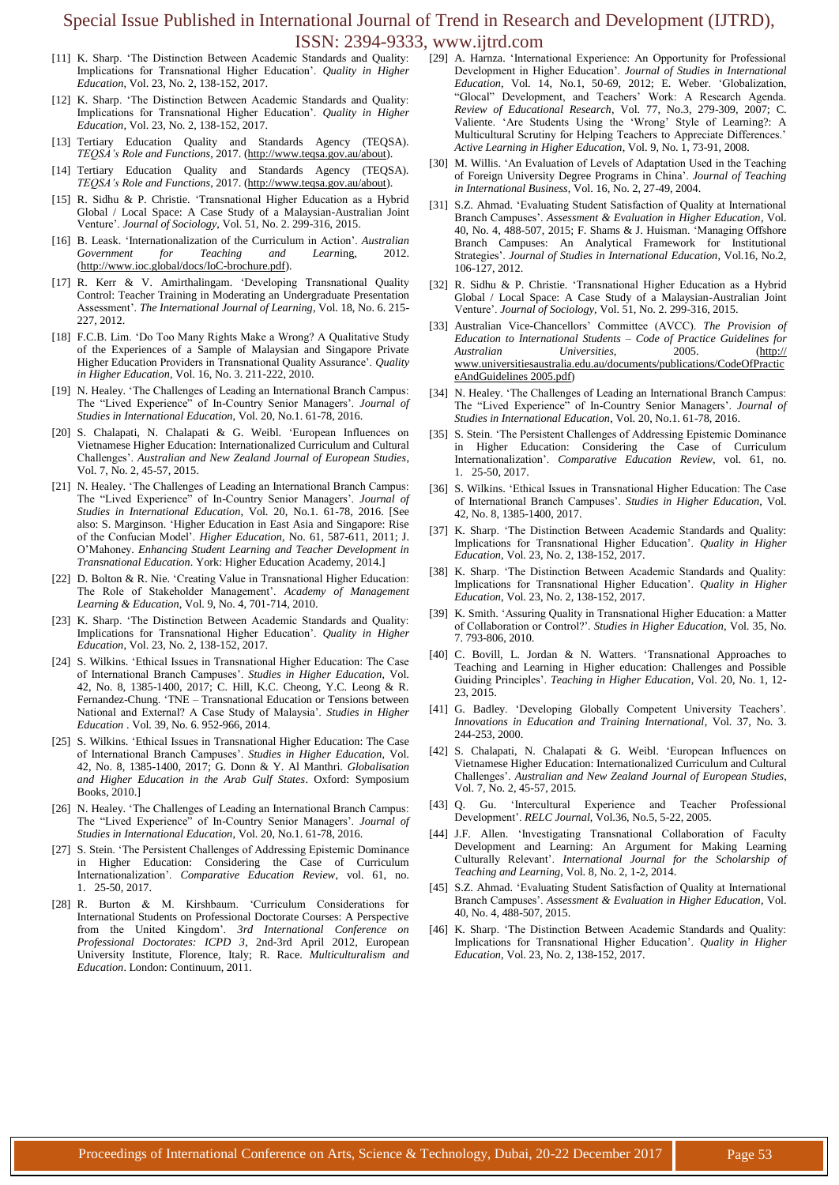[11] K. Sharp. 'The Distinction Between Academic Standards and Quality: Implications for Transnational Higher Education'. *Quality in Higher Education*, Vol. 23, No. 2, 138-152, 2017.

[12] K. Sharp. 'The Distinction Between Academic Standards and Quality: Implications for Transnational Higher Education'. *Quality in Higher Education*, Vol. 23, No. 2, 138-152, 2017.

[13] Tertiary Education Quality and Standards Agency (TEQSA). *TEQSA's Role and Functions*, 2017. (http://www.teqsa.gov.au/about).

[14] Tertiary Education Quality and Standards Agency (TEQSA). *TEQSA's Role and Functions*, 2017. (http://www.teqsa.gov.au/about).

[15] R. Sidhu & P. Christie. 'Transnational Higher Education as a Hybrid Global / Local Space: A Case Study of a Malaysian-Australian Joint Venture'. *Journal of Sociology*, Vol. 51, No. 2. 299-316, 2015.

[16] B. Leask. 'Internationalization of the Curriculum in Action'. *Australian Government for Teaching and Learning*, 2012. (http://www.ioc.global/docs/IoC-brochure.pdf).

[17] R. Kerr & V. Amirthalingam. 'Developing Transnational Quality Control: Teacher Training in Moderating an Undergraduate Presentation Assessment'. *The International Journal of Learning*, Vol. 18, No. 6. 215-227, 2012.

[18] F.C.B. Lim. 'Do Too Many Rights Make a Wrong? A Qualitative Study of the Experiences of a Sample of Malaysian and Singapore Private Higher Education Providers in Transnational Quality Assurance'. *Quality in Higher Education*, Vol. 16, No. 3. 211-222, 2010.

[19] N. Healey. 'The Challenges of Leading an International Branch Campus: The "Lived Experience" of In-Country Senior Managers'. *Journal of Studies in International Education*, Vol. 20, No.1. 61-78, 2016.

[20] S. Chalapati, N. Chalapati & G. Weibl. 'European Influences on Vietnamese Higher Education: Internationalized Curriculum and Cultural Challenges'. *Australian and New Zealand Journal of European Studies*, Vol. 7, No. 2, 45-57, 2015.

[21] N. Healey. 'The Challenges of Leading an International Branch Campus: The "Lived Experience" of In-Country Senior Managers'. *Journal of Studies in International Education*, Vol. 20, No.1. 61-78, 2016. [See also: S. Marginson. 'Higher Education in East Asia and Singapore: Rise of the Confucian Model'. *Higher Education*, No. 61, 587-611, 2011; J. O'Mahoney. *Enhancing Student Learning and Teacher Development in Transnational Education*. York: Higher Education Academy, 2014.]

[22] D. Bolton & R. Nie. 'Creating Value in Transnational Higher Education: The Role of Stakeholder Management'. *Academy of Management Learning & Education*, Vol. 9, No. 4, 701-714, 2010.

[23] K. Sharp. 'The Distinction Between Academic Standards and Quality: Implications for Transnational Higher Education'. *Quality in Higher Education*, Vol. 23, No. 2, 138-152, 2017.

[24] S. Wilkins. 'Ethical Issues in Transnational Higher Education: The Case of International Branch Campuses'. *Studies in Higher Education*, Vol. 42, No. 8, 1385-1400, 2017; C. Hill, K.C. Cheong, Y.C. Leong & R. Fernandez-Chung. 'TNE – Transnational Education or Tensions between National and External? A Case Study of Malaysia'. *Studies in Higher Education* . Vol. 39, No. 6. 952-966, 2014.

[25] S. Wilkins. 'Ethical Issues in Transnational Higher Education: The Case of International Branch Campuses'. *Studies in Higher Education*, Vol. 42, No. 8, 1385-1400, 2017; G. Donn & Y. Al Manthri. *Globalisation and Higher Education in the Arab Gulf States*. Oxford: Symposium Books, 2010.]

[26] N. Healey. 'The Challenges of Leading an International Branch Campus: The "Lived Experience" of In-Country Senior Managers'. *Journal of Studies in International Education*, Vol. 20, No.1. 61-78, 2016.

[27] S. Stein. 'The Persistent Challenges of Addressing Epistemic Dominance in Higher Education: Considering the Case of Curriculum Internationalization'. *Comparative Education Review*, vol. 61, no. 1. 25-50, 2017.

[28] R. Burton & M. Kirshbaum. 'Curriculum Considerations for International Students on Professional Doctorate Courses: A Perspective from the United Kingdom'. *3rd International Conference on Professional Doctorates: ICPD 3*, 2nd-3rd April 2012, European University Institute, Florence, Italy; R. Race. *Multiculturalism and Education*. London: Continuum, 2011.

[29] A. Harnza. 'International Experience: An Opportunity for Professional Development in Higher Education'. *Journal of Studies in International Education*, Vol. 14, No.1, 50-69, 2012; E. Weber. 'Globalization, "Glocal" Development, and Teachers' Work: A Research Agenda. *Review of Educational Research*, Vol. 77, No.3, 279-309, 2007; C. Valiente. 'Are Students Using the 'Wrong' Style of Learning?: A Multicultural Scrutiny for Helping Teachers to Appreciate Differences.' *Active Learning in Higher Education*, Vol. 9, No. 1, 73-91, 2008.

[30] M. Willis. 'An Evaluation of Levels of Adaptation Used in the Teaching of Foreign University Degree Programs in China'. *Journal of Teaching in International Business*, Vol. 16, No. 2, 27-49, 2004.

[31] S.Z. Ahmad. 'Evaluating Student Satisfaction of Quality at International Branch Campuses'. *Assessment & Evaluation in Higher Education*, Vol. 40, No. 4, 488-507, 2015; F. Shams & J. Huisman. 'Managing Offshore Branch Campuses: An Analytical Framework for Institutional Strategies'. *Journal of Studies in International Education*, Vol.16, No.2, 106-127, 2012.

[32] R. Sidhu & P. Christie. 'Transnational Higher Education as a Hybrid Global / Local Space: A Case Study of a Malaysian-Australian Joint Venture'. *Journal of Sociology*, Vol. 51, No. 2. 299-316, 2015.

[33] Australian Vice-Chancellors' Committee (AVCC). *The Provision of Education to International Students – Code of Practice Guidelines for Australian Universities*, 2005. (http:// www.universitiesaustralia.edu.au/documents/publications/CodeOfPracticeAndGuidelines 2005.pdf)

[34] N. Healey. 'The Challenges of Leading an International Branch Campus: The "Lived Experience" of In-Country Senior Managers'. *Journal of Studies in International Education*, Vol. 20, No.1. 61-78, 2016.

[35] S. Stein. 'The Persistent Challenges of Addressing Epistemic Dominance in Higher Education: Considering the Case of Curriculum Internationalization'. *Comparative Education Review*, vol. 61, no. 1. 25-50, 2017.

[36] S. Wilkins. 'Ethical Issues in Transnational Higher Education: The Case of International Branch Campuses'. *Studies in Higher Education*, Vol. 42, No. 8, 1385-1400, 2017.

[37] K. Sharp. 'The Distinction Between Academic Standards and Quality: Implications for Transnational Higher Education'. *Quality in Higher Education*, Vol. 23, No. 2, 138-152, 2017.

[38] K. Sharp. 'The Distinction Between Academic Standards and Quality: Implications for Transnational Higher Education'. *Quality in Higher Education*, Vol. 23, No. 2, 138-152, 2017.

[39] K. Smith. 'Assuring Quality in Transnational Higher Education: a Matter of Collaboration or Control?'. *Studies in Higher Education*, Vol. 35, No. 7. 793-806, 2010.

[40] C. Bovill, L. Jordan & N. Watters. 'Transnational Approaches to Teaching and Learning in Higher education: Challenges and Possible Guiding Principles'. *Teaching in Higher Education*, Vol. 20, No. 1, 12-23, 2015.

[41] G. Badley. 'Developing Globally Competent University Teachers'. *Innovations in Education and Training International*, Vol. 37, No. 3. 244-253, 2000.

[42] S. Chalapati, N. Chalapati & G. Weibl. 'European Influences on Vietnamese Higher Education: Internationalized Curriculum and Cultural Challenges'. *Australian and New Zealand Journal of European Studies*, Vol. 7, No. 2, 45-57, 2015.

[43] Q. Gu. 'Intercultural Experience and Teacher Professional Development'. *RELC Journal*, Vol.36, No.5, 5-22, 2005.

[44] J.F. Allen. 'Investigating Transnational Collaboration of Faculty Development and Learning: An Argument for Making Learning Culturally Relevant'. *International Journal for the Scholarship of Teaching and Learning*, Vol. 8, No. 2, 1-2, 2014.

[45] S.Z. Ahmad. 'Evaluating Student Satisfaction of Quality at International Branch Campuses'. *Assessment & Evaluation in Higher Education*, Vol. 40, No. 4, 488-507, 2015.

[46] K. Sharp. 'The Distinction Between Academic Standards and Quality: Implications for Transnational Higher Education'. *Quality in Higher Education*, Vol. 23, No. 2, 138-152, 2017.